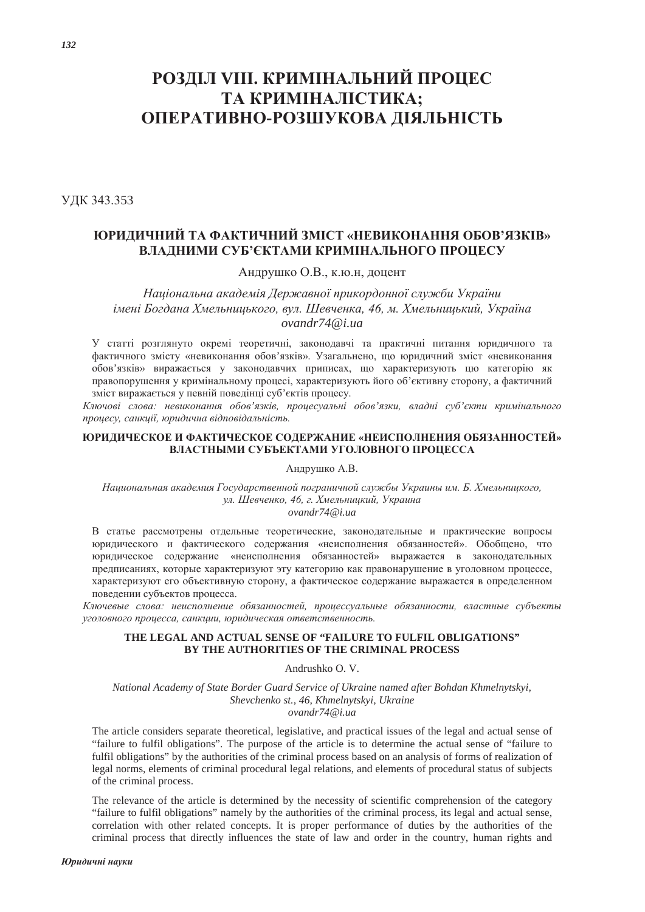# РОЗДІЛ VIII. КРИМІНАЛЬНИЙ ПРОЦЕС ТА КРИМІНАЛІСТИКА; ОПЕРАТИВНО-РОЗШУКОВА ДІЯЛЬНІСТЬ

УДК 343.353

## ЮРИДИЧНИЙ ТА ФАКТИЧНИЙ ЗМІСТ «НЕВИКОНАННЯ ОБОВ'ЯЗКІВ» ВЛАДНИМИ СУБ'ЄКТАМИ КРИМІНАЛЬНОГО ПРОЦЕСУ

Андрушко О.В., к.ю.н, доцент

*Національна академія Державної прикордонної служби України імені Богдана Хмельницького, вул. Шевченка, 46, м. Хмельницький, Україна*
*ovandr74@i.ua*

У статті розглянуто окремі теоретичні, законодавчі та практичні питання юридичного та фактичного змісту «невиконання обов'язків». Узагальнено, що юридичний зміст «невиконання обов'язків» виражається у законодавчих приписах, що характеризують цю категорію як правопорушення у кримінальному процесі, характеризують його об'єктивну сторону, а фактичний зміст виражається у певній поведінці суб'єктів процесу.

*Ключові слова: невиконання обов'язків, процесуальні обов'язки, владні суб'єкти кримінального процесу, санкції, юридична відповідальність.*

## ЮРИДИЧЕСКОЕ И ФАКТИЧЕСКОЕ СОДЕРЖАНИЕ «НЕИСПОЛНЕНИЯ ОБЯЗАННОСТЕЙ» ВЛАСТНЫМИ СУБЪЕКТАМИ УГОЛОВНОГО ПРОЦЕССА

Андрушко А.В.

*Национальная академия Государственной пограничной службы Украины им. Б. Хмельницкого, ул. Шевченко, 46, г. Хмельницкий, Украина*
*ovandr74@i.ua*

В статье рассмотрены отдельные теоретические, законодательные и практические вопросы юридического и фактического содержания «неисполнения обязанностей». Обобщено, что юридическое содержание «неисполнения обязанностей» выражается в законодательных предписаниях, которые характеризуют эту категорию как правонарушение в уголовном процессе, характеризуют его объективную сторону, а фактическое содержание выражается в определенном поведении субъектов процесса.

*Ключевые слова: неисполнение обязанностей, процессуальные обязанности, властные субъекты уголовного процесса, санкции, юридическая ответственность.*

## THE LEGAL AND ACTUAL SENSE OF "FAILURE TO FULFIL OBLIGATIONS" BY THE AUTHORITIES OF THE CRIMINAL PROCESS

Andrushko O. V.

*National Academy of State Border Guard Service of Ukraine named after Bohdan Khmelnytskyi, Shevchenko st., 46, Khmelnytskyi, Ukraine*
*ovandr74@i.ua*

The article considers separate theoretical, legislative, and practical issues of the legal and actual sense of "failure to fulfil obligations". The purpose of the article is to determine the actual sense of "failure to fulfil obligations" by the authorities of the criminal process based on an analysis of forms of realization of legal norms, elements of criminal procedural legal relations, and elements of procedural status of subjects of the criminal process.

The relevance of the article is determined by the necessity of scientific comprehension of the category "failure to fulfil obligations" namely by the authorities of the criminal process, its legal and actual sense, correlation with other related concepts. It is proper performance of duties by the authorities of the criminal process that directly influences the state of law and order in the country, human rights and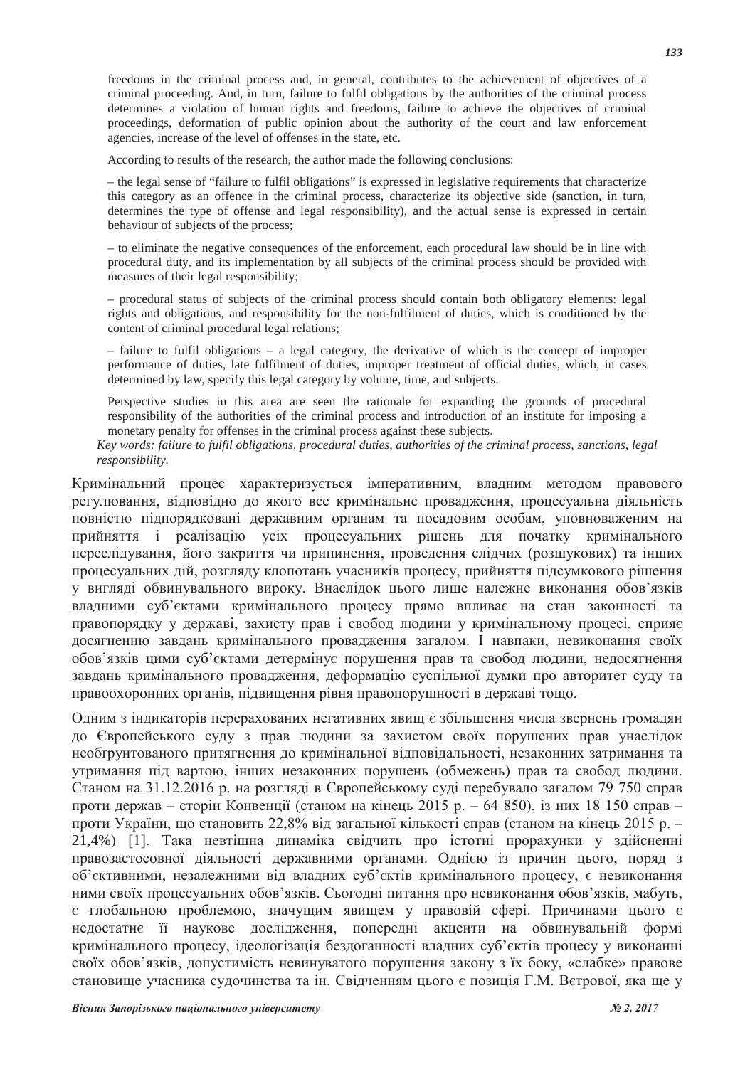freedoms in the criminal process and, in general, contributes to the achievement of objectives of a criminal proceeding. And, in turn, failure to fulfil obligations by the authorities of the criminal process determines a violation of human rights and freedoms, failure to achieve the objectives of criminal proceedings, deformation of public opinion about the authority of the court and law enforcement agencies, increase of the level of offenses in the state, etc.

According to results of the research, the author made the following conclusions:

– the legal sense of "failure to fulfil obligations" is expressed in legislative requirements that characterize this category as an offence in the criminal process, characterize its objective side (sanction, in turn, determines the type of offense and legal responsibility), and the actual sense is expressed in certain behaviour of subjects of the process;

– to eliminate the negative consequences of the enforcement, each procedural law should be in line with procedural duty, and its implementation by all subjects of the criminal process should be provided with measures of their legal responsibility;

– procedural status of subjects of the criminal process should contain both obligatory elements: legal rights and obligations, and responsibility for the non-fulfilment of duties, which is conditioned by the content of criminal procedural legal relations;

– failure to fulfil obligations – a legal category, the derivative of which is the concept of improper performance of duties, late fulfilment of duties, improper treatment of official duties, which, in cases determined by law, specify this legal category by volume, time, and subjects.

Perspective studies in this area are seen the rationale for expanding the grounds of procedural responsibility of the authorities of the criminal process and introduction of an institute for imposing a monetary penalty for offenses in the criminal process against these subjects.

*Key words: failure to fulfil obligations, procedural duties, authorities of the criminal process, sanctions, legal responsibility.*

Кримінальний процес характеризується імперативним, владним методом правового регулювання, відповідно до якого все кримінальне провадження, процесуальна діяльність повністю підпорядковані державним органам та посадовим особам, уповноваженим на прийняття і реалізацію усіх процесуальних рішень для початку кримінального переслідування, його закриття чи припинення, проведення слідчих (розшукових) та інших процесуальних дій, розгляду клопотань учасників процесу, прийняття підсумкового рішення у вигляді обвинувального вироку. Внаслідок цього лише належне виконання обов'язків владними суб'єктами кримінального процесу прямо впливає на стан законності та правопорядку у державі, захисту прав і свобод людини у кримінальному процесі, сприяє досягненню завдань кримінального провадження загалом. І навпаки, невиконання своїх обов'язків цими суб'єктами детермінує порушення прав та свобод людини, недосягнення завдань кримінального провадження, деформацію суспільної думки про авторитет суду та правоохоронних органів, підвищення рівня правопорушності в державі тощо.

Одним з індикаторів перерахованих негативних явищ є збільшення числа звернень громадян до Європейського суду з прав людини за захистом своїх порушених прав унаслідок необґрунтованого притягнення до кримінальної відповідальності, незаконних затримання та утримання під вартою, інших незаконних порушень (обмежень) прав та свобод людини. Станом на 31.12.2016 р. на розгляді в Європейському суді перебувало загалом 79 750 справ проти держав – сторін Конвенції (станом на кінець 2015 р. – 64 850), із них 18 150 справ – проти України, що становить 22,8% від загальної кількості справ (станом на кінець 2015 р. – 21,4%) [1]. Така невтішна динаміка свідчить про істотні прорахунки у здійсненні правозастосовної діяльності державними органами. Однією із причин цього, поряд з об'єктивними, незалежними від владних суб'єктів кримінального процесу, є невиконання ними своїх процесуальних обов'язків. Сьогодні питання про невиконання обов'язків, мабуть, є глобальною проблемою, значущим явищем у правовій сфері. Причинами цього є недостатнє її наукове дослідження, попередні акценти на обвинувальній формі кримінального процесу, ідеологізація бездоганності владних суб'єктів процесу у виконанні своїх обов'язків, допустимість невинуватого порушення закону з їх боку, «слабке» правове становище учасника судочинства та ін. Свідченням цього є позиція Г.М. Вєтрової, яка ще у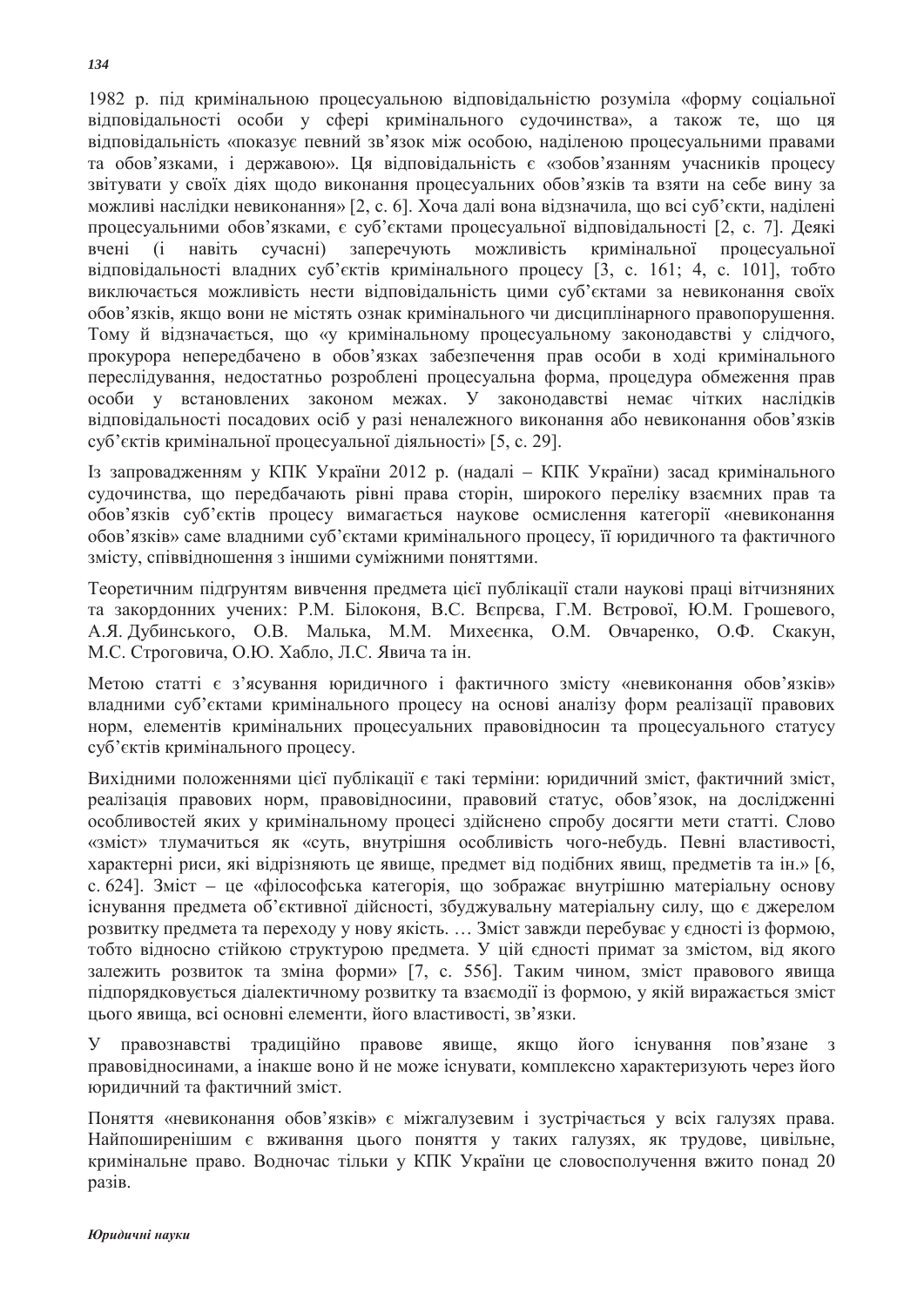1982 р. під кримінальною процесуальною відповідальністю розуміла «форму соціальної відповідальності особи у сфері кримінального судочинства», а також те, що ця відповідальність «показує певний зв'язок між особою, наділеною процесуальними правами та обов'язками, і державою». Ця відповідальність є «зобов'язанням учасників процесу звітувати у своїх діях щодо виконання процесуальних обов'язків та взяти на себе вину за можливі наслідки невиконання» [2, с. 6]. Хоча далі вона відзначила, що всі суб'єкти, наділені процесуальними обов'язками, є суб'єктами процесуальної відповідальності [2, с. 7]. Деякі вчені (і навіть сучасні) заперечують можливість кримінальної процесуальної відповідальності владних суб'єктів кримінального процесу [3, с. 161; 4, с. 101], тобто виключається можливість нести відповідальність цими суб'єктами за невиконання своїх обов'язків, якщо вони не містять ознак кримінального чи дисциплінарного правопорушення. Тому й відзначається, що «у кримінальному процесуальному законодавстві у слідчого, прокурора непередбачено в обов'язках забезпечення прав особи в ході кримінального переслідування, недостатньо розроблені процесуальна форма, процедура обмеження прав особи у встановлених законом межах. У законодавстві немає чітких наслідків відповідальності посадових осіб у разі неналежного виконання або невиконання обов'язків суб'єктів кримінальної процесуальної діяльності» [5, с. 29].

Із запровадженням у КПК України 2012 р. (надалі – КПК України) засад кримінального судочинства, що передбачають рівні права сторін, широкого переліку взаємних прав та обов'язків суб'єктів процесу вимагається наукове осмислення категорії «невиконання обов'язків» саме владними суб'єктами кримінального процесу, її юридичного та фактичного змісту, співвідношення з іншими суміжними поняттями.

Теоретичним підґрунтям вивчення предмета цієї публікації стали наукові праці вітчизняних та закордонних учених: Р.М. Білоконя, В.С. Вєпрєва, Г.М. Вєтрової, Ю.М. Грошевого, А.Я. Дубинського, О.В. Малька, М.М. Михеєнка, О.М. Овчаренко, О.Ф. Скакун, М.С. Строговича, О.Ю. Хабло, Л.С. Явича та ін.

Метою статті є з'ясування юридичного і фактичного змісту «невиконання обов'язків» владними суб'єктами кримінального процесу на основі аналізу форм реалізації правових норм, елементів кримінальних процесуальних правовідносин та процесуального статусу суб'єктів кримінального процесу.

Вихідними положеннями цієї публікації є такі терміни: юридичний зміст, фактичний зміст, реалізація правових норм, правовідносини, правовий статус, обов'язок, на дослідженні особливостей яких у кримінальному процесі здійснено спробу досягти мети статті. Слово «зміст» тлумачиться як «суть, внутрішня особливість чого-небудь. Певні властивості, характерні риси, які відрізняють це явище, предмет від подібних явищ, предметів та ін.» [6, с. 624]. Зміст – це «філософська категорія, що зображає внутрішню матеріальну основу існування предмета об'єктивної дійсності, збуджувальну матеріальну силу, що є джерелом розвитку предмета та переходу у нову якість. … Зміст завжди перебуває у єдності із формою, тобто відносно стійкою структурою предмета. У цій єдності примат за змістом, від якого залежить розвиток та зміна форми» [7, с. 556]. Таким чином, зміст правового явища підпорядковується діалектичному розвитку та взаємодії із формою, у якій виражається зміст цього явища, всі основні елементи, його властивості, зв'язки.

У правознавстві традиційно правове явище, якщо його існування пов'язане з правовідносинами, а інакше воно й не може існувати, комплексно характеризують через його юридичний та фактичний зміст.

Поняття «невиконання обов'язків» є міжгалузевим і зустрічається у всіх галузях права. Найпоширенішим є вживання цього поняття у таких галузях, як трудове, цивільне, кримінальне право. Водночас тільки у КПК України це словосполучення вжито понад 20 разів.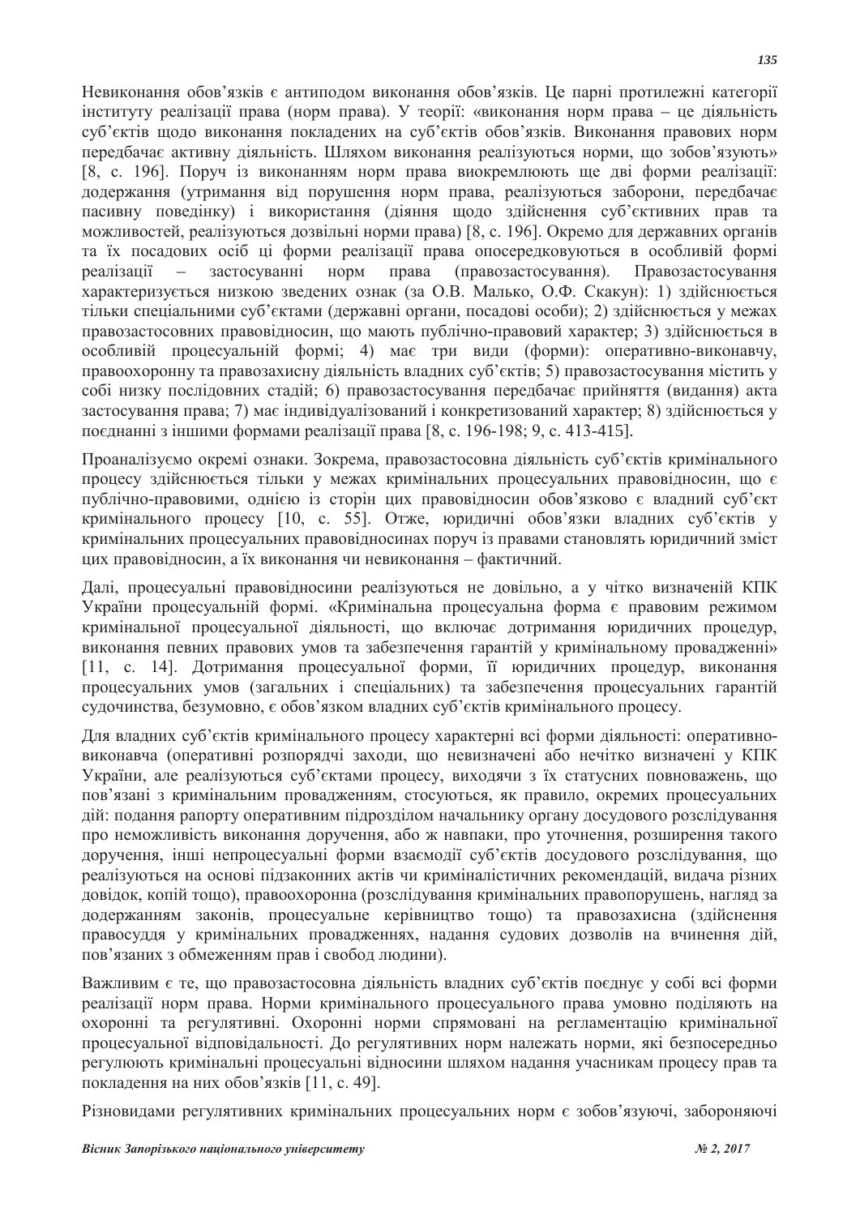Невиконання обов'язків є антиподом виконання обов'язків. Це парні протилежні категорії інституту реалізації права (норм права). У теорії: «виконання норм права – це діяльність суб'єктів щодо виконання покладених на суб'єктів обов'язків. Виконання правових норм передбачає активну діяльність. Шляхом виконання реалізуються норми, що зобов'язують» [8, с. 196]. Поруч із виконанням норм права виокремлюють ще дві форми реалізації: додержання (утримання від порушення норм права, реалізуються заборони, передбачає пасивну поведінку) і використання (діяння щодо здійснення суб'єктивних прав та можливостей, реалізуються дозвільні норми права) [8, с. 196]. Окремо для державних органів та їх посадових осіб ці форми реалізації права опосередковуються в особливій формі реалізації – застосуванні норм права (правозастосування). Правозастосування характеризується низкою зведених ознак (за О.В. Малько, О.Ф. Скакун): 1) здійснюється тільки спеціальними суб'єктами (державні органи, посадові особи); 2) здійснюється у межах правозастосовних правовідносин, що мають публічно-правовий характер; 3) здійснюється в особливій процесуальній формі; 4) має три види (форми): оперативно-виконавчу, правоохоронну та правозахисну діяльність владних суб'єктів; 5) правозастосування містить у собі низку послідовних стадій; 6) правозастосування передбачає прийняття (видання) акта застосування права; 7) має індивідуалізований і конкретизований характер; 8) здійснюється у поєднанні з іншими формами реалізації права [8, с. 196-198; 9, с. 413-415].

Проаналізуємо окремі ознаки. Зокрема, правозастосовна діяльність суб'єктів кримінального процесу здійснюється тільки у межах кримінальних процесуальних правовідносин, що є публічно-правовими, однією із сторін цих правовідносин обов'язково є владний суб'єкт кримінального процесу [10, с. 55]. Отже, юридичні обов'язки владних суб'єктів у кримінальних процесуальних правовідносинах поруч із правами становлять юридичний зміст цих правовідносин, а їх виконання чи невиконання – фактичний.

Далі, процесуальні правовідносини реалізуються не довільно, а у чітко визначеній КПК України процесуальній формі. «Кримінальна процесуальна форма є правовим режимом кримінальної процесуальної діяльності, що включає дотримання юридичних процедур, виконання певних правових умов та забезпечення гарантій у кримінальному провадженні» [11, с. 14]. Дотримання процесуальної форми, її юридичних процедур, виконання процесуальних умов (загальних і спеціальних) та забезпечення процесуальних гарантій судочинства, безумовно, є обов'язком владних суб'єктів кримінального процесу.

Для владних суб'єктів кримінального процесу характерні всі форми діяльності: оперативно-виконавча (оперативні розпорядчі заходи, що невизначені або нечітко визначені у КПК України, але реалізуються суб'єктами процесу, виходячи з їх статусних повноважень, що пов'язані з кримінальним провадженням, стосуються, як правило, окремих процесуальних дій: подання рапорту оперативним підрозділом начальнику органу досудового розслідування про неможливість виконання доручення, або ж навпаки, про уточнення, розширення такого доручення, інші непроцесуальні форми взаємодії суб'єктів досудового розслідування, що реалізуються на основі підзаконних актів чи криміналістичних рекомендацій, видача різних довідок, копій тощо), правоохоронна (розслідування кримінальних правопорушень, нагляд за додержанням законів, процесуальне керівництво тощо) та правозахисна (здійснення правосуддя у кримінальних провадженнях, надання судових дозволів на вчинення дій, пов'язаних з обмеженням прав і свобод людини).

Важливим є те, що правозастосовна діяльність владних суб'єктів поєднує в собі всі форми реалізації норм права. Норми кримінального процесуального права умовно поділяють на охоронні та регулятивні. Охоронні норми спрямовані на регламентацію кримінальної процесуальної відповідальності. До регулятивних норм належать норми, які безпосередньо регулюють кримінальні процесуальні відносини шляхом надання учасникам процесу прав та покладення на них обов'язків [11, с. 49].

Різновидами регулятивних кримінальних процесуальних норм є зобов'язуючі, забороняючі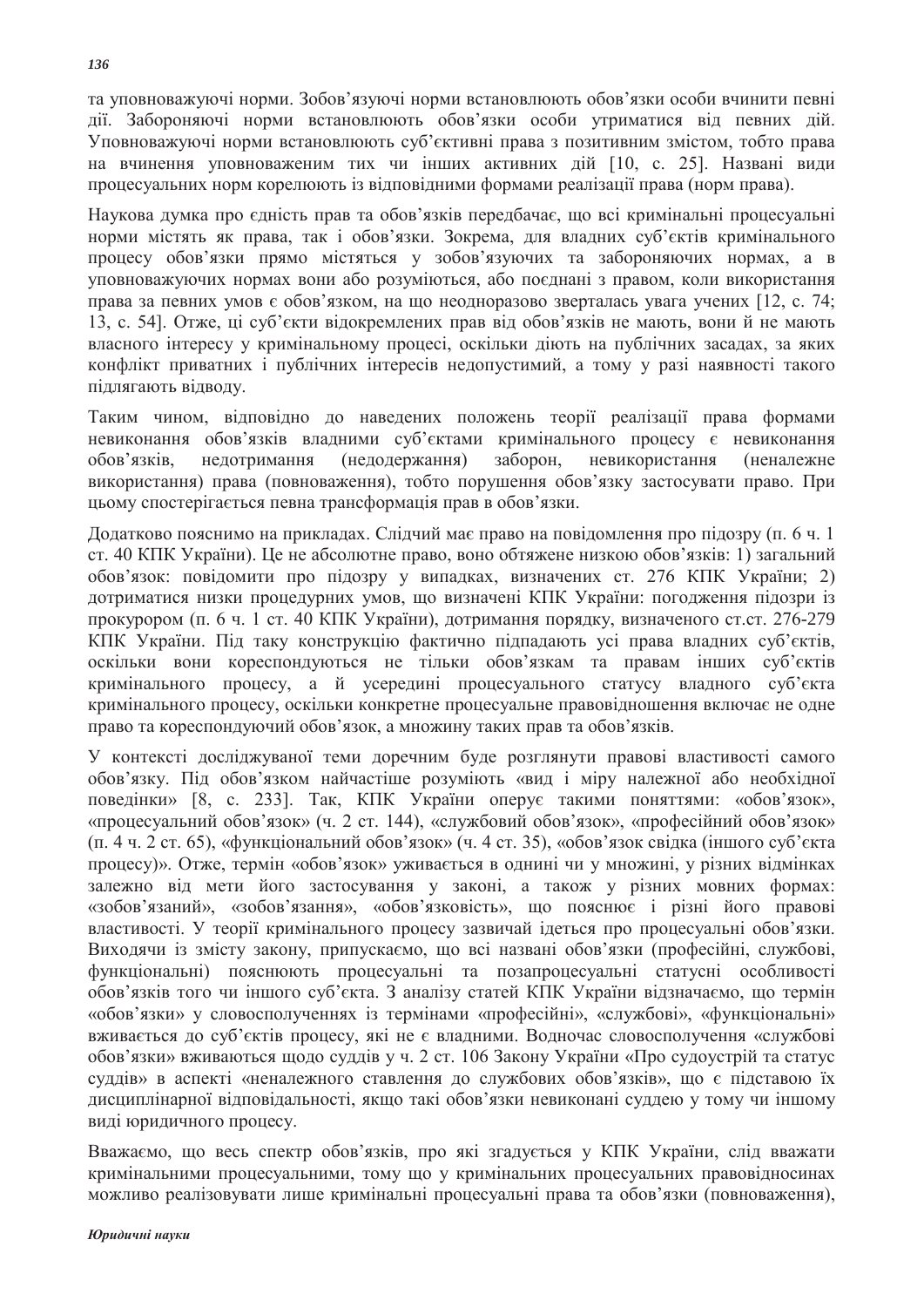та уповноважуючі норми. Зобов'язуючі норми встановлюють обов'язки особи вчинити певні дії. Забороняючі норми встановлюють обов'язки особи утриматися від певних дій. Уповноважуючі норми встановлюють суб'єктивні права з позитивним змістом, тобто права на вчинення уповноваженим тих чи інших активних дій [10, с. 25]. Названі види процесуальних норм корелюють із відповідними формами реалізації права (норм права).

Наукова думка про єдність прав та обов'язків передбачає, що всі кримінальні процесуальні норми містять як права, так і обов'язки. Зокрема, для владних суб'єктів кримінального процесу обов'язки прямо містяться у зобов'язуючих та забороняючих нормах, а в уповноважуючих нормах вони або розуміються, або поєднані з правом, коли використання права за певних умов є обов'язком, на що неодноразово зверталась увага учених [12, с. 74; 13, с. 54]. Отже, ці суб'єкти відокремлених прав від обов'язків не мають, вони й не мають власного інтересу у кримінальному процесі, оскільки діють на публічних засадах, за яких конфлікт приватних і публічних інтересів недопустимий, а тому у разі наявності такого підлягають відводу.

Таким чином, відповідно до наведених положень теорії реалізації права формами невиконання обов'язків владними суб'єктами кримінального процесу є невиконання обов'язків, недотримання (недодержання) заборон, невикористання (неналежне використання) права (повноваження), тобто порушення обов'язку застосувати право. При цьому спостерігається певна трансформація прав в обов'язки.

Додатково пояснимо на прикладах. Слідчий має право на повідомлення про підозру (п. 6 ч. 1 ст. 40 КПК України). Це не абсолютне право, воно обтяжене низкою обов'язків: 1) загальний обов'язок: повідомити про підозру у випадках, визначених ст. 276 КПК України; 2) дотриматися низки процедурних умов, що визначені КПК України: погодження підозри із прокурором (п. 6 ч. 1 ст. 40 КПК України), дотримання порядку, визначеного ст.ст. 276-279 КПК України. Під таку конструкцію фактично підпадають усі права владних суб'єктів, оскільки вони кореспондуються не тільки обов'язкам та правам інших суб'єктів кримінального процесу, а й усередині процесуального статусу владного суб'єкта кримінального процесу, оскільки конкретне процесуальне правовідношення включає не одне право та кореспондуючий обов'язок, а множину таких прав та обов'язків.

У контексті досліджуваної теми доречним буде розглянути правові властивості самого обов'язку. Під обов'язком найчастіше розуміють «вид і міру належної або необхідної поведінки» [8, с. 233]. Так, КПК України оперує такими поняттями: «обов'язок», «процесуальний обов'язок» (ч. 2 ст. 144), «службовий обов'язок», «професійний обов'язок» (п. 4 ч. 2 ст. 65), «функціональний обов'язок» (ч. 4 ст. 35), «обов'язок свідка (іншого суб'єкта процесу)». Отже, термін «обов'язок» уживається в однині чи у множині, у різних відмінках залежно від мети його застосування у законі, а також у різних мовних формах: «зобов'язаний», «зобов'язання», «обов'язковість», що пояснює і різні його правові властивості. У теорії кримінального процесу зазвичай ідеться про процесуальні обов'язки. Виходячи із змісту закону, припускаємо, що всі названі обов'язки (професійні, службові, функціональні) пояснюють процесуальні та позапроцесуальні статусні особливості обов'язків того чи іншого суб'єкта. З аналізу статей КПК України відзначаємо, що термін «обов'язки» у словосполученнях із термінами «професійні», «службові», «функціональні» вживається до суб'єктів процесу, які не є владними. Водночас словосполучення «службові обов'язки» вживаються щодо суддів у ч. 2 ст. 106 Закону України «Про судоустрій та статус суддів» в аспекті «неналежного ставлення до службових обов'язків», що є підставою їх дисциплінарної відповідальності, якщо такі обов'язки невиконані суддею у тому чи іншому виді юридичного процесу.

Вважаємо, що весь спектр обов'язків, про які згадується у КПК України, слід вважати кримінальними процесуальними, тому що у кримінальних процесуальних правовідносинах можливо реалізовувати лише кримінальні процесуальні права та обов'язки (повноваження),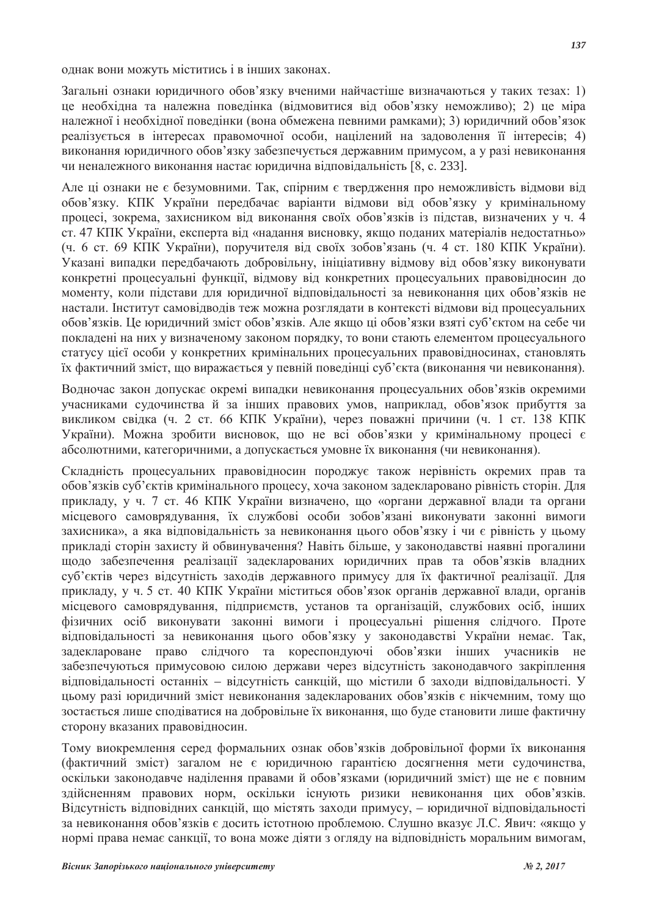однак вони можуть міститись і в інших законах.

Загальні ознаки юридичного обов'язку вченими найчастіше визначаються у таких тезах: 1) це необхідна та належна поведінка (відмовитися від обов'язку неможливо); 2) це міра належної і необхідної поведінки (вона обмежена певними рамками); 3) юридичний обов'язок реалізується в інтересах правомочної особи, націлений на задоволення її інтересів; 4) виконання юридичного обов'язку забезпечується державним примусом, а у разі невиконання чи неналежного виконання настає юридична відповідальність [8, с. 233].

Але ці ознаки не є безумовними. Так, спірним є твердження про неможливість відмови від обов'язку. КПК України передбачає варіанти відмови від обов'язку у кримінальному процесі, зокрема, захисником від виконання своїх обов'язків із підстав, визначених у ч. 4 ст. 47 КПК України, експерта від «надання висновку, якщо поданих матеріалів недостатньо» (ч. 6 ст. 69 КПК України), поручителя від своїх зобов'язань (ч. 4 ст. 180 КПК України). Указані випадки передбачають добровільну, ініціативну відмову від обов'язку виконувати конкретні процесуальні функції, відмову від конкретних процесуальних правовідносин до моменту, коли підстави для юридичної відповідальності за невиконання цих обов'язків не настали. Інститут самовідводів теж можна розглядати в контексті відмови від процесуальних обов'язків. Це юридичний зміст обов'язків. Але якщо ці обов'язки взяті суб'єктом на себе чи покладені на них у визначеному законом порядку, то вони стають елементом процесуального статусу цієї особи у конкретних кримінальних процесуальних правовідносинах, становлять їх фактичний зміст, що виражається у певній поведінці суб'єкта (виконання чи невиконання).

Водночас закон допускає окремі випадки невиконання процесуальних обов'язків окремими учасниками судочинства й за інших правових умов, наприклад, обов'язок прибуття за викликом свідка (ч. 2 ст. 66 КПК України), через поважні причини (ч. 1 ст. 138 КПК України). Можна зробити висновок, що не всі обов'язки у кримінальному процесі є абсолютними, категоричними, а допускається умовне їх виконання (чи невиконання).

Складність процесуальних правовідносин породжує також нерівність окремих прав та обов'язків суб'єктів кримінального процесу, хоча законом задекларовано рівність сторін. Для прикладу, у ч. 7 ст. 46 КПК України визначено, що «органи державної влади та органи місцевого самоврядування, їх службові особи зобов'язані виконувати законні вимоги захисника», а яка відповідальність за невиконання цього обов'язку і чи є рівність у цьому прикладі сторін захисту й обвинувачення? Навіть більше, у законодавстві наявні прогалини щодо забезпечення реалізації задекларованих юридичних прав та обов'язків владних суб'єктів через відсутність заходів державного примусу для їх фактичної реалізації. Для прикладу, у ч. 5 ст. 40 КПК України міститься обов'язок органів державної влади, органів місцевого самоврядування, підприємств, установ та організацій, службових осіб, інших фізичних осіб виконувати законні вимоги і процесуальні рішення слідчого. Проте відповідальності за невиконання цього обов'язку у законодавстві України немає. Так, задеклароване право слідчого та кореспондуючі обов'язки інших учасників не забезпечуються примусовою силою держави через відсутність законодавчого закріплення відповідальності останніх – відсутність санкцій, що містили б заходи відповідальності. У цьому разі юридичний зміст невиконання задекларованих обов'язків є нікчемним, тому що зостається лише сподіватися на добровільне їх виконання, що буде становити лише фактичну сторону вказаних правовідносин.

Тому виокремлення серед формальних ознак обов'язків добровільної форми їх виконання (фактичний зміст) загалом не є юридичною гарантією досягнення мети судочинства, оскільки законодавче наділення правами й обов'язками (юридичний зміст) ще не є повним здійсненням правових норм, оскільки існують ризики невиконання цих обов'язків. Відсутність відповідних санкцій, що містять заходи примусу, – юридичної відповідальності за невиконання обов'язків є досить істотною проблемою. Слушно вказує Л.С. Явич: «якщо у нормі права немає санкції, то вона може діяти з огляду на відповідність моральним вимогам,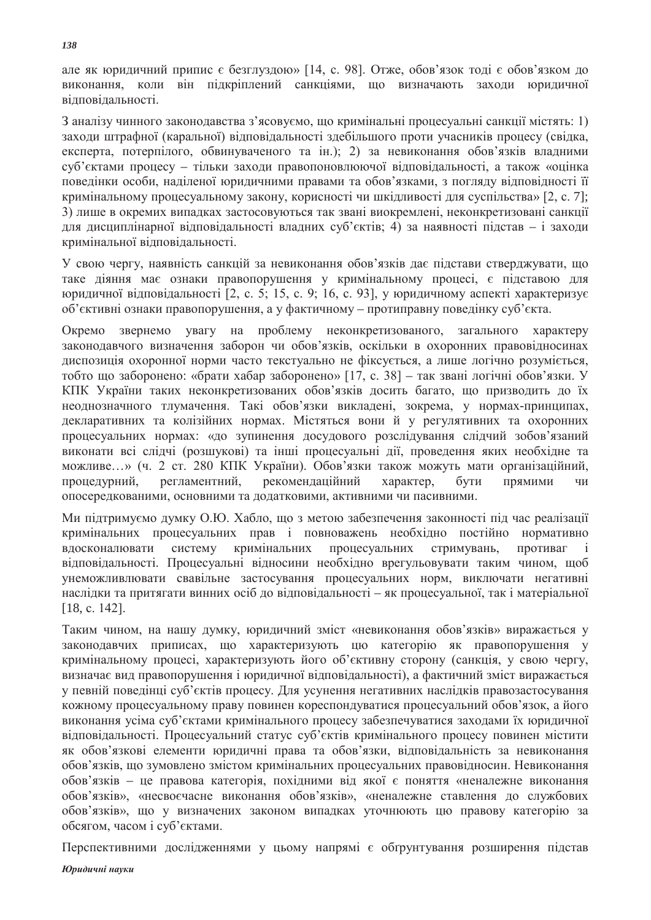але як юридичний припис є безглуздою» [14, с. 98]. Отже, обов'язок тоді є обов'язком до виконання, коли він підкріплений санкціями, що визначають заходи юридичної відповідальності.

З аналізу чинного законодавства з'ясовуємо, що кримінальні процесуальні санкції містять: 1) заходи штрафної (каральної) відповідальності здебільшого проти учасників процесу (свідка, експерта, потерпілого, обвинуваченого та ін.); 2) за невиконання обов'язків владними суб'єктами процесу – тільки заходи правопоновлюючої відповідальності, а також «оцінка поведінки особи, наділеної юридичними правами та обов'язками, з погляду відповідності її кримінальному процесуальному закону, корисності чи шкідливості для суспільства» [2, с. 7]; 3) лише в окремих випадках застосовуються так звані виокремлені, неконкретизовані санкції для дисциплінарної відповідальності владних суб'єктів; 4) за наявності підстав – і заходи кримінальної відповідальності.

У свою чергу, наявність санкцій за невиконання обов'язків дає підстави стверджувати, що таке діяння має ознаки правопорушення у кримінальному процесі, є підставою для юридичної відповідальності [2, с. 5; 15, с. 9; 16, с. 93], у юридичному аспекті характеризує об'єктивні ознаки правопорушення, а у фактичному – протиправну поведінку суб'єкта.

Окремо звернемо увагу на проблему неконкретизованого, загального характеру законодавчого визначення заборон чи обов'язків, оскільки в охоронних правовідносинах диспозиція охоронної норми часто текстуально не фіксується, а лише логічно розуміється, тобто що заборонено: «брати хабар заборонено» [17, с. 38] – так звані логічні обов'язки. У КПК України таких неконкретизованих обов'язків досить багато, що призводить до їх неоднозначного тлумачення. Такі обов'язки викладені, зокрема, у нормах-принципах, декларативних та колізійних нормах. Містяться вони й у регулятивних та охоронних процесуальних нормах: «до зупинення досудового розслідування слідчий зобов'язаний виконати всі слідчі (розшукові) та інші процесуальні дії, проведення яких необхідне та можливе…» (ч. 2 ст. 280 КПК України). Обов'язки також можуть мати організаційний, процедурний, регламентний, рекомендаційний характер, бути прямими чи опосередкованими, основними та додатковими, активними чи пасивними.

Ми підтримуємо думку О.Ю. Хабло, що з метою забезпечення законності під час реалізації кримінальних процесуальних прав і повноважень необхідно постійно нормативно вдосконалювати систему кримінальних процесуальних стримувань, противаг і відповідальності. Процесуальні відносини необхідно врегульовувати таким чином, щоб унеможливлювати свавільне застосування процесуальних норм, виключати негативні наслідки та притягати винних осіб до відповідальності – як процесуальної, так і матеріальної [18, с. 142].

Таким чином, на нашу думку, юридичний зміст «невиконання обов'язків» виражається у законодавчих приписах, що характеризують цю категорію як правопорушення у кримінальному процесі, характеризують його об'єктивну сторону (санкція, у свою чергу, визначає вид правопорушення і юридичної відповідальності), а фактичний зміст виражається у певній поведінці суб'єктів процесу. Для усунення негативних наслідків правозастосування кожному процесуальному праву повинен кореспондуватися процесуальний обов'язок, а його виконання усіма суб'єктами кримінального процесу забезпечуватися заходами їх юридичної відповідальності. Процесуальний статус суб'єктів кримінального процесу повинен містити як обов'язкові елементи юридичні права та обов'язки, відповідальність за невиконання обов'язків, що зумовлено змістом кримінальних процесуальних правовідносин. Невиконання обов'язків – це правова категорія, похідними від якої є поняття «неналежне виконання обов'язків», «несвоєчасне виконання обов'язків», «неналежне ставлення до службових обов'язків», що у визначених законом випадках уточнюють цю правову категорію за обсягом, часом і суб'єктами.

Перспективними дослідженнями у цьому напрямі є обґрунтування розширення підстав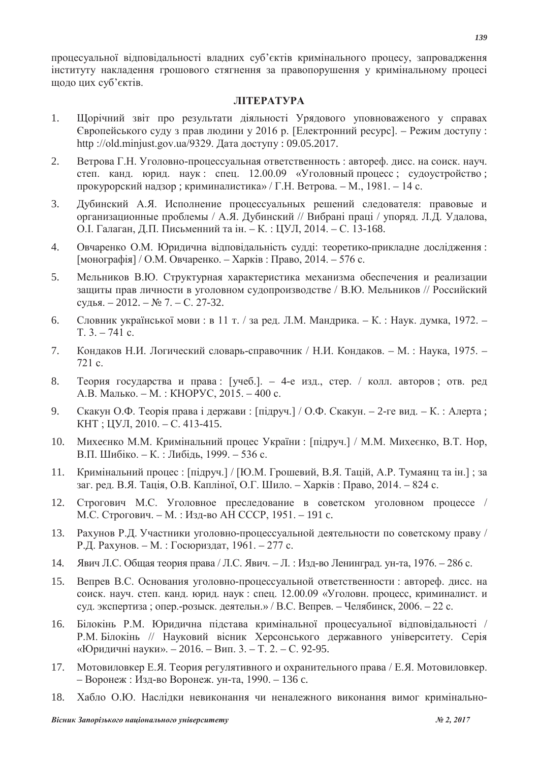процесуальної відповідальності владних суб'єктів кримінального процесу, запровадження інституту накладення грошового стягнення за правопорушення у кримінальному процесі щодо цих суб'єктів.

## ЛІТЕРАТУРА

1. Щорічний звіт про результати діяльності Урядового уповноваженого у справах Європейського суду з прав людини у 2016 р. [Електронний ресурс]. – Режим доступу : http ://old.minjust.gov.ua/9329. Дата доступу : 09.05.2017.

2. Ветрова Г.Н. Уголовно-процессуальная ответственность : автореф. дисс. на соиск. науч. степ. канд. юрид. наук : спец. 12.00.09 «Уголовный процесс ; судоустройство ; прокурорский надзор ; криминалистика» / Г.Н. Ветрова. – М., 1981. – 14 с.

3. Дубинский А.Я. Исполнение процессуальных решений следователя: правовые и организационные проблемы / А.Я. Дубинский // Вибрані праці / упоряд. Л.Д. Удалова, О.І. Галаган, Д.П. Письменний та ін. – К. : ЦУЛ, 2014. – С. 13-168.

4. Овчаренко О.М. Юридична відповідальність судді: теоретико-прикладне дослідження : [монографія] / О.М. Овчаренко. – Харків : Право, 2014. – 576 с.

5. Мельников В.Ю. Структурная характеристика механизма обеспечения и реализации защиты прав личности в уголовном судопроизводстве / В.Ю. Мельников // Российский судья. – 2012. – № 7. – С. 27-32.

6. Словник української мови : в 11 т. / за ред. Л.М. Мандрика. – К. : Наук. думка, 1972. – Т. 3. – 741 с.

7. Кондаков Н.И. Логический словарь-справочник / Н.И. Кондаков. – М. : Наука, 1975. – 721 с.

8. Теория государства и права : [учеб.]. – 4-е изд., стер. / колл. авторов ; отв. ред А.В. Малько. – М. : КНОРУС, 2015. – 400 с.

9. Скакун О.Ф. Теорія права і держави : [підруч.] / О.Ф. Скакун. – 2-ге вид. – К. : Алерта ; КНТ ; ЦУЛ, 2010. – С. 413-415.

10. Михеєнко М.М. Кримінальний процес України : [підруч.] / М.М. Михеєнко, В.Т. Нор, В.П. Шибіко. – К. : Либідь, 1999. – 536 с.

11. Кримінальний процес : [підруч.] / [Ю.М. Грошевий, В.Я. Тацій, А.Р. Тумаянц та ін.] ; за заг. ред. В.Я. Тація, О.В. Капліної, О.Г. Шило. – Харків : Право, 2014. – 824 с.

12. Строгович М.С. Уголовное преследование в советском уголовном процессе / М.С. Строгович. – М. : Изд-во АН СССР, 1951. – 191 с.

13. Рахунов Р.Д. Участники уголовно-процессуальной деятельности по советскому праву / Р.Д. Рахунов. – М. : Госюриздат, 1961. – 277 с.

14. Явич Л.С. Общая теория права / Л.С. Явич. – Л. : Изд-во Ленинград. ун-та, 1976. – 286 с.

15. Вепрев В.С. Основания уголовно-процессуальной ответственности : автореф. дисс. на соиск. науч. степ. канд. юрид. наук : спец. 12.00.09 «Уголовн. процесс, криминалист. и суд. экспертиза ; опер.-розыск. деятельн.» / В.С. Вепрев. – Челябинск, 2006. – 22 с.

16. Білокінь Р.М. Юридична підстава кримінальної процесуальної відповідальності / Р.М. Білокінь // Науковий вісник Херсонського державного університету. Серія «Юридичні науки». – 2016. – Вип. 3. – Т. 2. – С. 92-95.

17. Мотовиловкер Е.Я. Теория регулятивного и охранительного права / Е.Я. Мотовиловкер. – Воронеж : Изд-во Воронеж. ун-та, 1990. – 136 с.

18. Хабло О.Ю. Наслідки невиконання чи неналежного виконання вимог кримінально-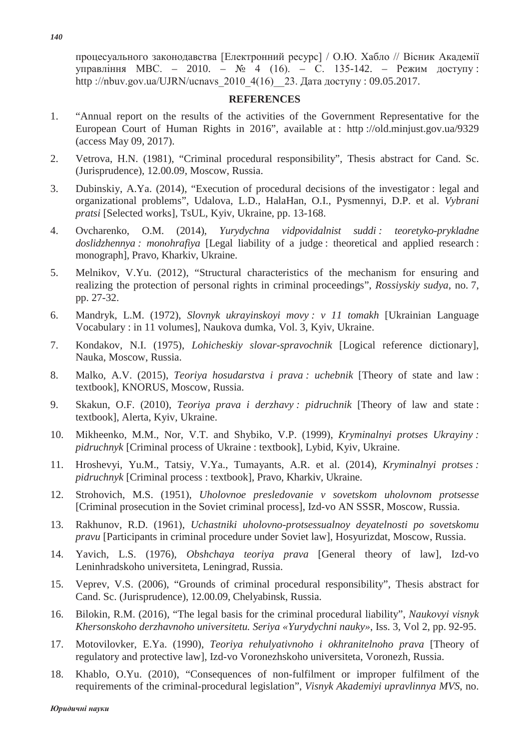процесуального законодавства [Електронний ресурс] / О.Ю. Хабло // Вісник Академії управління МВС. – 2010. – № 4 (16). – С. 135-142. – Режим доступу : http ://nbuv.gov.ua/UJRN/ucnavs_2010_4(16)__23. Дата доступу : 09.05.2017.

## REFERENCES

1. "Annual report on the results of the activities of the Government Representative for the European Court of Human Rights in 2016", available at : http ://old.minjust.gov.ua/9329 (access May 09, 2017).
2. Vetrova, H.N. (1981), "Criminal procedural responsibility", Thesis abstract for Cand. Sc. (Jurisprudence), 12.00.09, Moscow, Russia.
3. Dubinskiy, A.Ya. (2014), "Execution of procedural decisions of the investigator : legal and organizational problems", Udalova, L.D., HalaHan, O.I., Pysmennyi, D.P. et al. *Vybrani pratsi* [Selected works], TsUL, Kyiv, Ukraine, pp. 13-168.
4. Ovcharenko, O.M. (2014), *Yurydychna vidpovidalnist suddi : teoretyko-prykladne doslidzhennya : monohrafiya* [Legal liability of a judge : theoretical and applied research : monograph], Pravo, Kharkiv, Ukraine.
5. Melnikov, V.Yu. (2012), "Structural characteristics of the mechanism for ensuring and realizing the protection of personal rights in criminal proceedings", *Rossiyskiy sudya*, no. 7, pp. 27-32.
6. Mandryk, L.M. (1972), *Slovnyk ukrayinskoyi movy : v 11 tomakh* [Ukrainian Language Vocabulary : in 11 volumes], Naukova dumka, Vol. 3, Kyiv, Ukraine.
7. Kondakov, N.I. (1975), *Lohicheskiy slovar-spravochnik* [Logical reference dictionary], Nauka, Moscow, Russia.
8. Malko, A.V. (2015), *Teoriya hosudarstva i prava : uchebnik* [Theory of state and law : textbook], KNORUS, Moscow, Russia.
9. Skakun, O.F. (2010), *Teoriya prava i derzhavy : pidruchnik* [Theory of law and state : textbook], Alerta, Kyiv, Ukraine.
10. Mikheenko, M.M., Nor, V.T. and Shybiko, V.P. (1999), *Kryminalnyi protses Ukrayiny : pidruchnyk* [Criminal process of Ukraine : textbook], Lybid, Kyiv, Ukraine.
11. Hroshevyi, Yu.M., Tatsiy, V.Ya., Tumayants, A.R. et al. (2014), *Kryminalnyi protses : pidruchnyk* [Criminal process : textbook], Pravo, Kharkiv, Ukraine.
12. Strohovich, M.S. (1951), *Uholovnoe presledovanie v sovetskom uholovnom protsesse* [Criminal prosecution in the Soviet criminal process], Izd-vo AN SSSR, Moscow, Russia.
13. Rakhunov, R.D. (1961), *Uchastniki uholovno-protsessualnoy deyatelnosti po sovetskomu pravu* [Participants in criminal procedure under Soviet law], Hosyurizdat, Moscow, Russia.
14. Yavich, L.S. (1976), *Obshchaya teoriya prava* [General theory of law], Izd-vo Leninhradskoho universiteta, Leningrad, Russia.
15. Veprev, V.S. (2006), "Grounds of criminal procedural responsibility", Thesis abstract for Cand. Sc. (Jurisprudence), 12.00.09, Chelyabinsk, Russia.
16. Bilokin, R.M. (2016), "The legal basis for the criminal procedural liability", *Naukovyi visnyk Khersonskoho derzhavnoho universitetu. Seriya «Yurydychni nauky»*, Iss. 3, Vol 2, pp. 92-95.
17. Motovilovker, E.Ya. (1990), *Teoriya rehulyativnoho i okhranitelnoho prava* [Theory of regulatory and protective law], Izd-vo Voronezhskoho universiteta, Voronezh, Russia.
18. Khablo, O.Yu. (2010), "Consequences of non-fulfilment or improper fulfilment of the requirements of the criminal-procedural legislation", *Visnyk Akademiyi upravlinnya MVS*, no.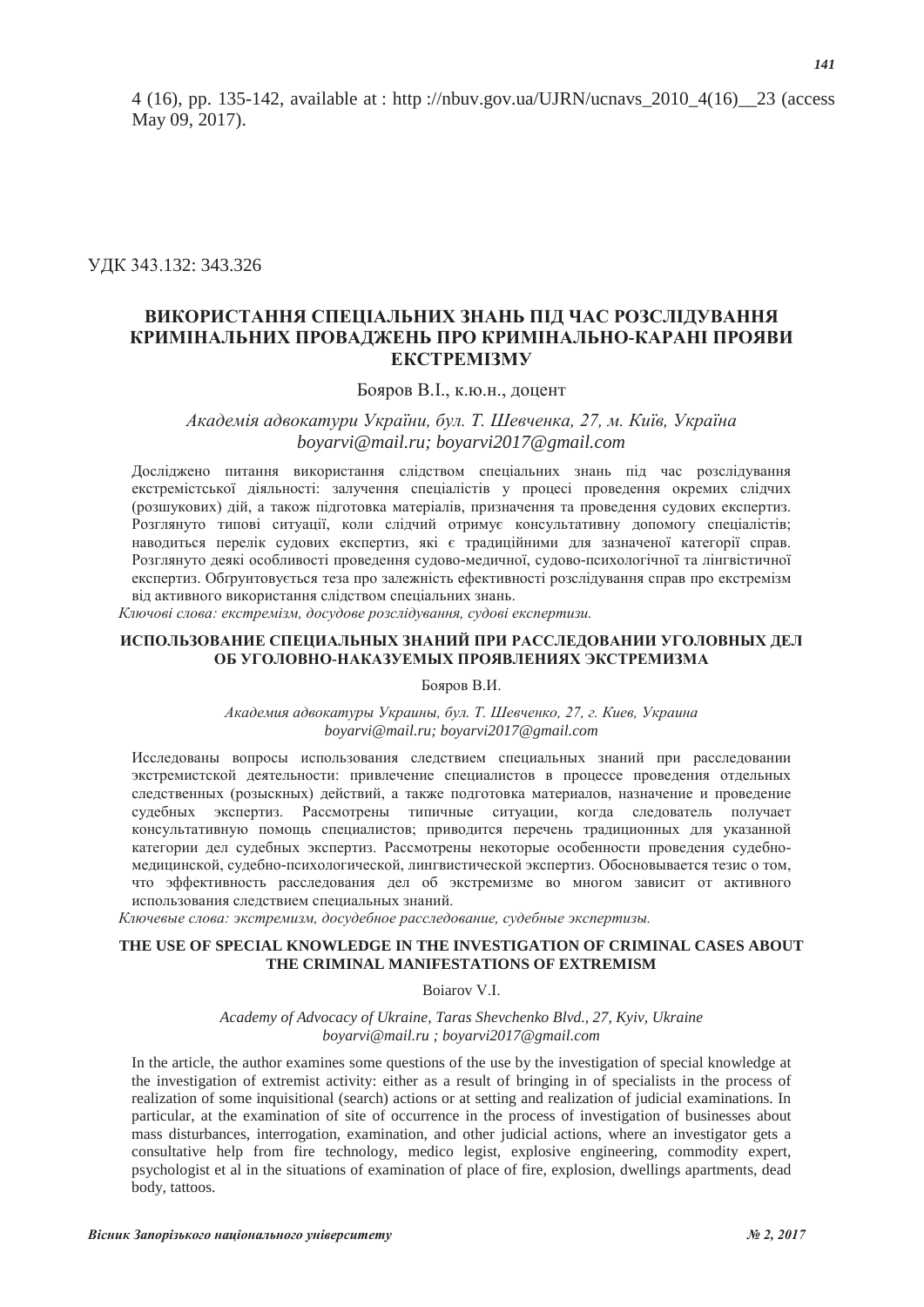4 (16), pp. 135-142, available at : http ://nbuv.gov.ua/UJRN/ucnavs_2010_4(16)__23 (access May 09, 2017).

УДК 343.132: 343.326

# ВИКОРИСТАННЯ СПЕЦІАЛЬНИХ ЗНАНЬ ПІД ЧАС РОЗСЛІДУВАННЯ КРИМІНАЛЬНИХ ПРОВАДЖЕНЬ ПРО КРИМІНАЛЬНО-КАРАНІ ПРОЯВИ ЕКСТРЕМІЗМУ

Бояров В.І., к.ю.н., доцент

*Академія адвокатури України, бул. Т. Шевченка, 27, м. Київ, Україна*
*boyarvi@mail.ru; boyarvi2017@gmail.com*

Досліджено питання використання слідством спеціальних знань під час розслідування екстремістської діяльності: залучення спеціалістів у процесі проведення окремих слідчих (розшукових) дій, а також підготовка матеріалів, призначення та проведення судових експертиз. Розглянуто типові ситуації, коли слідчий отримує консультативну допомогу спеціалістів; наводиться перелік судових експертиз, які є традиційними для зазначеної категорії справ. Розглянуто деякі особливості проведення судово-медичної, судово-психологічної та лінгвістичної експертиз. Обгрунтовується теза про залежність ефективності розслідування справ про екстремізм від активного використання слідством спеціальних знань.

*Ключові слова: екстремізм, досудове розслідування, судові експертизи.*

## ИСПОЛЬЗОВАНИЕ СПЕЦИАЛЬНЫХ ЗНАНИЙ ПРИ РАССЛЕДОВАНИИ УГОЛОВНЫХ ДЕЛ ОБ УГОЛОВНО-НАКАЗУЕМЫХ ПРОЯВЛЕНИЯХ ЭКСТРЕМИЗМА

Бояров В.И.

*Академия адвокатуры Украины, бул. Т. Шевченко, 27, г. Киев, Украина*
*boyarvi@mail.ru; boyarvi2017@gmail.com*

Исследованы вопросы использования следствием специальных знаний при расследовании экстремистской деятельности: привлечение специалистов в процессе проведения отдельных следственных (розыскных) действий, а также подготовка материалов, назначение и проведение судебных экспертиз. Рассмотрены типичные ситуации, когда следователь получает консультативную помощь специалистов; приводится перечень традиционных для указанной категории дел судебных экспертиз. Рассмотрены некоторые особенности проведения судебно-медицинской, судебно-психологической, лингвистической экспертиз. Обосновывается тезис о том, что эффективность расследования дел об экстремизме во многом зависит от активного использования следствием специальных знаний.

*Ключевые слова: экстремизм, досудебное расследование, судебные экспертизы.*

## THE USE OF SPECIAL KNOWLEDGE IN THE INVESTIGATION OF CRIMINAL CASES ABOUT THE CRIMINAL MANIFESTATIONS OF EXTREMISM

Boiarov V.I.

*Academy of Advocacy of Ukraine, Taras Shevchenko Blvd., 27, Kyiv, Ukraine*
*boyarvi@mail.ru ; boyarvi2017@gmail.com*

In the article, the author examines some questions of the use by the investigation of special knowledge at the investigation of extremist activity: either as a result of bringing in of specialists in the process of realization of some inquisitional (search) actions or at setting and realization of judicial examinations. In particular, at the examination of site of occurrence in the process of investigation of businesses about mass disturbances, interrogation, examination, and other judicial actions, where an investigator gets a consultative help from fire technology, medico legist, explosive engineering, commodity expert, psychologist et al in the situations of examination of place of fire, explosion, dwellings apartments, dead body, tattoos.